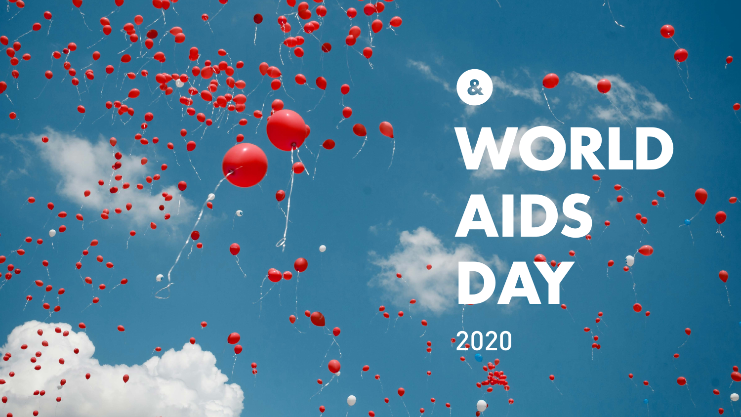&

# WORLD AIDS DAY

2020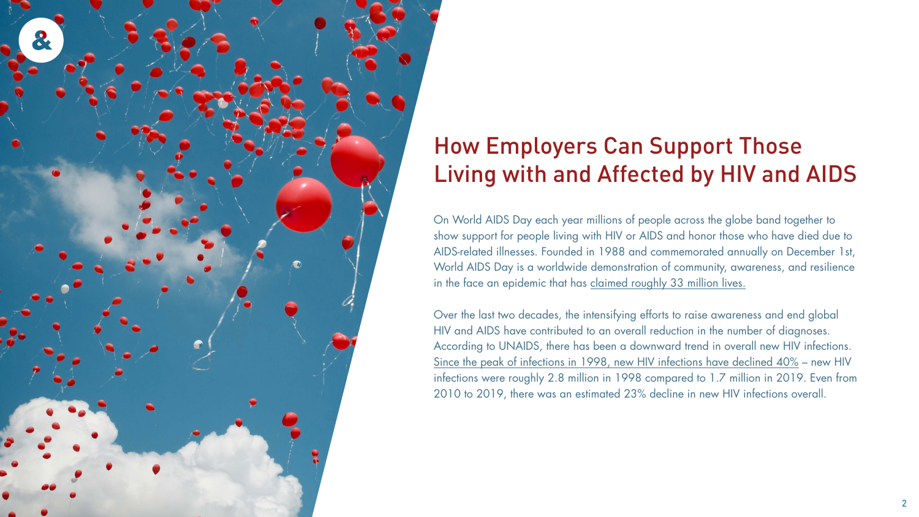# How Employers Can Support Those Living with and Affected by HIV and AIDS

On World AIDS Day each year millions of people across the globe band together to show support for people living with HIV or AIDS and honor those who have died due to AIDS-related illnesses. Founded in 1988 and commemorated annually on December 1st, World AIDS Day is a worldwide demonstration of community, awareness, and resilience in the face an epidemic that has claimed roughly 33 million lives.

Over the last two decades, the intensifying efforts to raise awareness and end global HIV and AIDS have contributed to an overall reduction in the number of diagnoses. According to UNAIDS, there has been a downward trend in overall new HIV infections. Since the peak of infections in 1998, new HIV infections have declined 40% – new HIV infections were roughly 2.8 million in 1998 compared to 1.7 million in 2019. Even from 2010 to 2019, there was an estimated 23% decline in new HIV infections overall.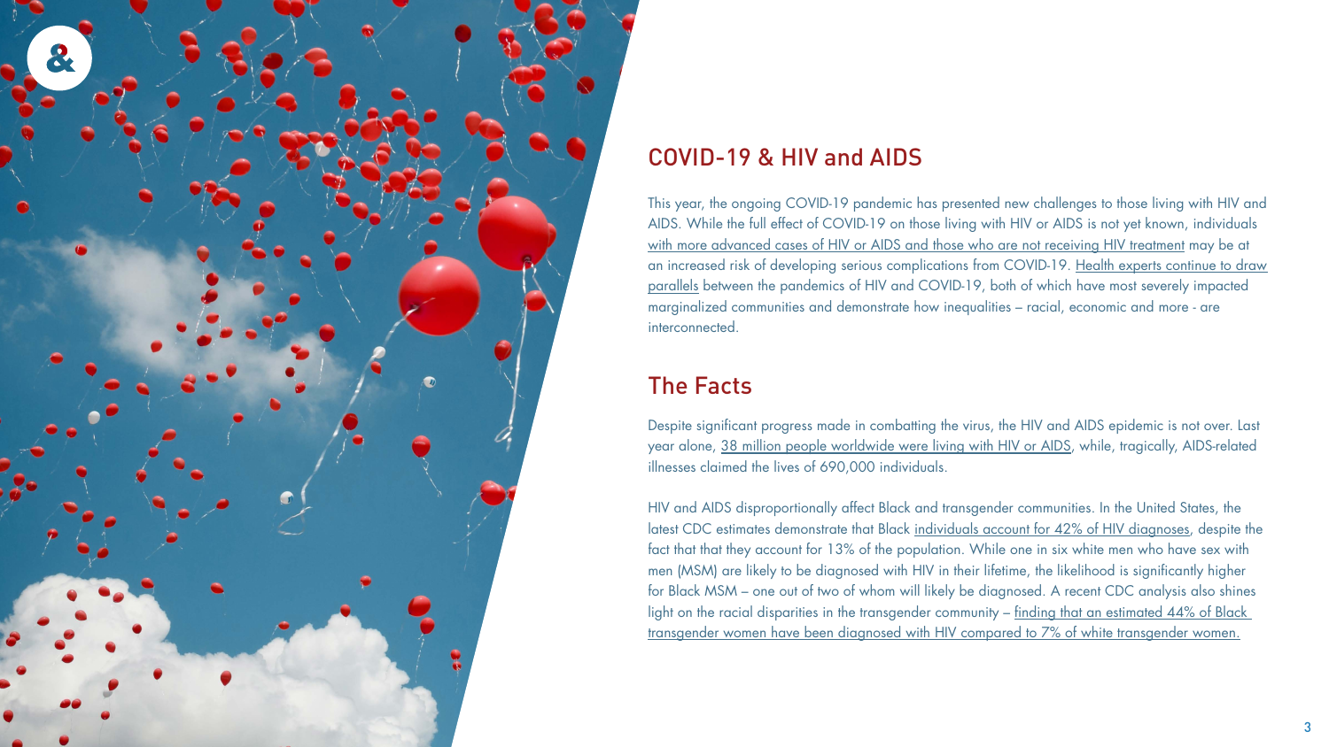## COVID-19 & HIV and AIDS

This year, the ongoing COVID-19 pandemic has presented new challenges to those living with HIV and AIDS. While the full effect of COVID-19 on those living with HIV or AIDS is not yet known, individuals with more advanced cases of HIV or AIDS and those who are not receiving HIV treatment may be at an increased risk of developing serious complications from COVID-19. Health experts continue to draw parallels between the pandemics of HIV and COVID-19, both of which have most severely impacted marginalized communities and demonstrate how inequalities – racial, economic and more - are interconnected.

## The Facts

Despite significant progress made in combatting the virus, the HIV and AIDS epidemic is not over. Last year alone, 38 million people worldwide were living with HIV or AIDS, while, tragically, AIDS-related illnesses claimed the lives of 690,000 individuals.

HIV and AIDS disproportionally affect Black and transgender communities. In the United States, the latest CDC estimates demonstrate that Black individuals account for 42% of HIV diagnoses, despite the fact that that they account for 13% of the population. While one in six white men who have sex with men (MSM) are likely to be diagnosed with HIV in their lifetime, the likelihood is significantly higher for Black MSM – one out of two of whom will likely be diagnosed. A recent CDC analysis also shines light on the racial disparities in the transgender community – finding that an estimated 44% of Black transgender women have been diagnosed with HIV compared to 7% of white transgender women.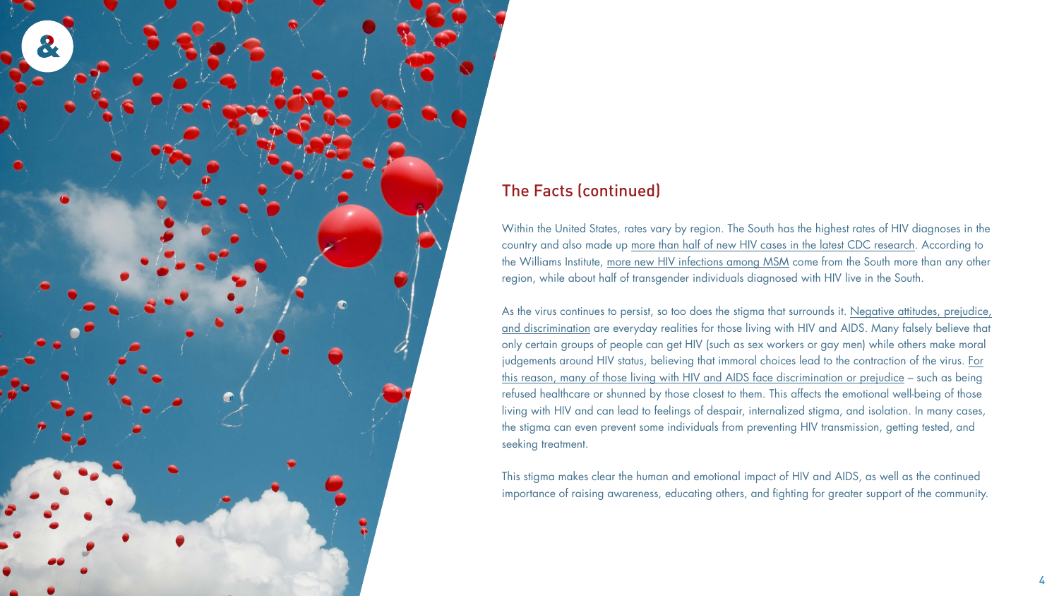## The Facts (continued)

Within the United States, rates vary by region. The South has the highest rates of HIV diagnoses in the country and also made up more than half of new HIV cases in the latest CDC research. According to the Williams Institute, more new HIV infections among MSM come from the South more than any other region, while about half of transgender individuals diagnosed with HIV live in the South.

As the virus continues to persist, so too does the stigma that surrounds it. Negative attitudes, prejudice, and discrimination are everyday realities for those living with HIV and AIDS. Many falsely believe that only certain groups of people can get HIV (such as sex workers or gay men) while others make moral judgements around HIV status, believing that immoral choices lead to the contraction of the virus. For this reason, many of those living with HIV and AIDS face discrimination or prejudice – such as being refused healthcare or shunned by those closest to them. This affects the emotional well-being of those living with HIV and can lead to feelings of despair, internalized stigma, and isolation. In many cases, the stigma can even prevent some individuals from preventing HIV transmission, getting tested, and seeking treatment.

This stigma makes clear the human and emotional impact of HIV and AIDS, as well as the continued importance of raising awareness, educating others, and fighting for greater support of the community.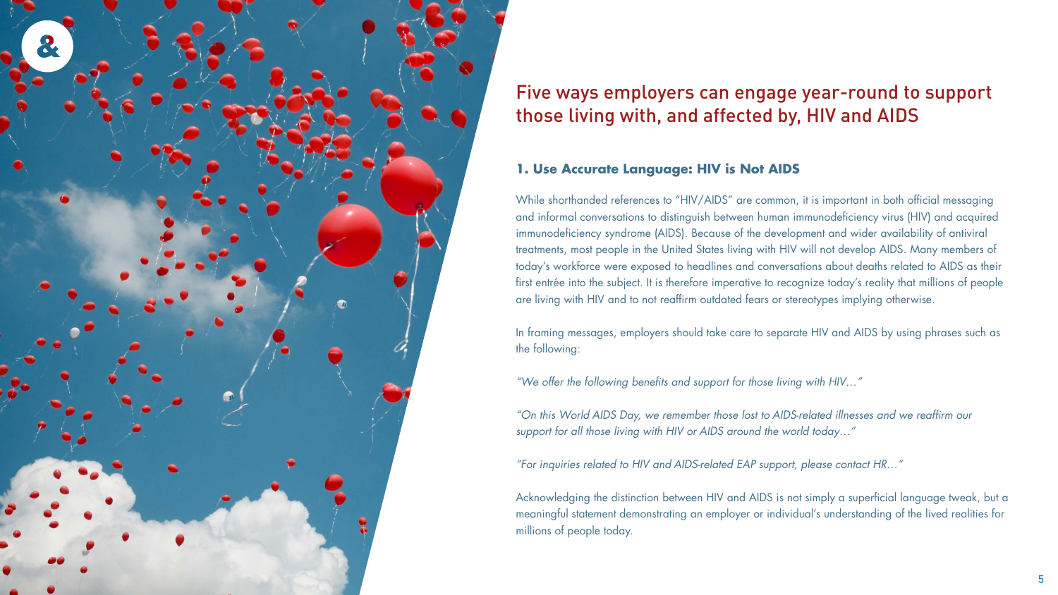## Five ways employers can engage year-round to support those living with, and affected by, HIV and AIDS

### 1. Use Accurate Language: HIV is Not AIDS

While shorthanded references to "HIV/AIDS" are common, it is important in both official messaging and informal conversations to distinguish between human immunodeficiency virus (HIV) and acquired immunodeficiency syndrome (AIDS). Because of the development and wider availability of antiviral treatments, most people in the United States living with HIV will not develop AIDS. Many members of today's workforce were exposed to headlines and conversations about deaths related to AIDS as their first entrée into the subject. It is therefore imperative to recognize today's reality that millions of people are living with HIV and to not reaffirm outdated fears or stereotypes implying otherwise.

In framing messages, employers should take care to separate HIV and AIDS by using phrases such as the following:

*"We offer the following benefits and support for those living with HIV..."*

*"On this World AIDS Day, we remember those lost to AIDS-related illnesses and we reaffirm our support for all those living with HIV or AIDS around the world today..."*

*"For inquiries related to HIV and AIDS-related EAP support, please contact HR..."*

Acknowledging the distinction between HIV and AIDS is not simply a superficial language tweak, but a meaningful statement demonstrating an employer or individual's understanding of the lived realities for millions of people today.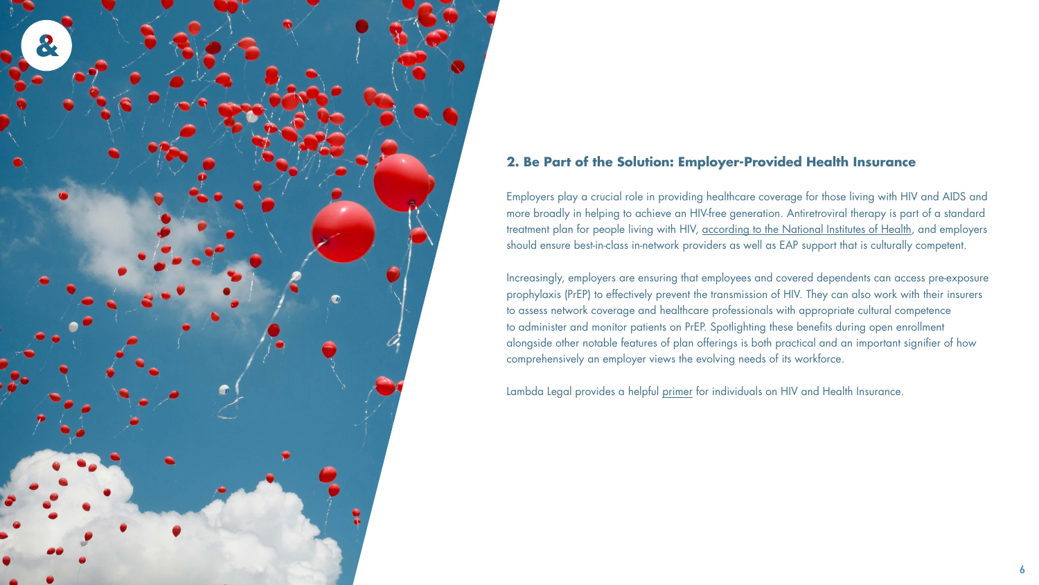## 2. Be Part of the Solution: Employer-Provided Health Insurance

Employers play a crucial role in providing healthcare coverage for those living with HIV and AIDS and more broadly in helping to achieve an HIV-free generation. Antiretroviral therapy is part of a standard treatment plan for people living with HIV, according to the National Institutes of Health, and employers should ensure best-in-class in-network providers as well as EAP support that is culturally competent.

Increasingly, employers are ensuring that employees and covered dependents can access pre-exposure prophylaxis (PrEP) to effectively prevent the transmission of HIV. They can also work with their insurers to assess network coverage and healthcare professionals with appropriate cultural competence to administer and monitor patients on PrEP. Spotlighting these benefits during open enrollment alongside other notable features of plan offerings is both practical and an important signifier of how comprehensively an employer views the evolving needs of its workforce.

Lambda Legal provides a helpful primer for individuals on HIV and Health Insurance.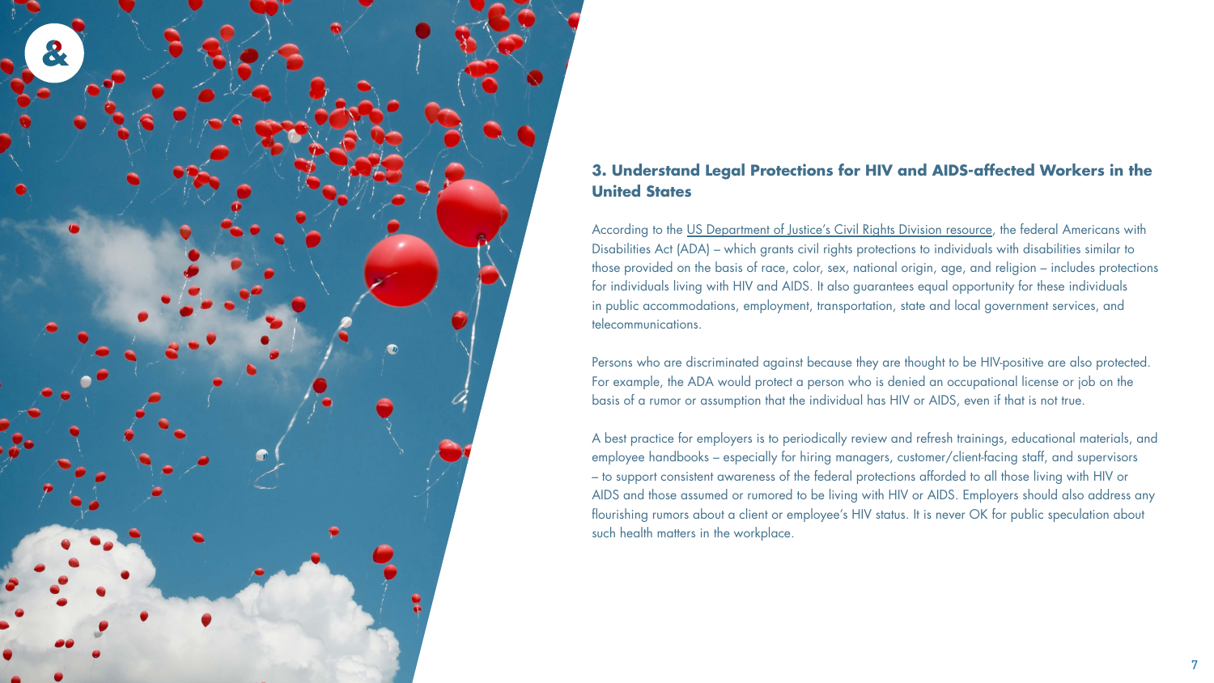### 3. Understand Legal Protections for HIV and AIDS-affected Workers in the United States

According to the US Department of Justice's Civil Rights Division resource, the federal Americans with Disabilities Act (ADA) – which grants civil rights protections to individuals with disabilities similar to those provided on the basis of race, color, sex, national origin, age, and religion – includes protections for individuals living with HIV and AIDS. It also guarantees equal opportunity for these individuals in public accommodations, employment, transportation, state and local government services, and telecommunications.

Persons who are discriminated against because they are thought to be HIV-positive are also protected. For example, the ADA would protect a person who is denied an occupational license or job on the basis of a rumor or assumption that the individual has HIV or AIDS, even if that is not true.

A best practice for employers is to periodically review and refresh trainings, educational materials, and employee handbooks – especially for hiring managers, customer/client-facing staff, and supervisors – to support consistent awareness of the federal protections afforded to all those living with HIV or AIDS and those assumed or rumored to be living with HIV or AIDS. Employers should also address any flourishing rumors about a client or employee's HIV status. It is never OK for public speculation about such health matters in the workplace.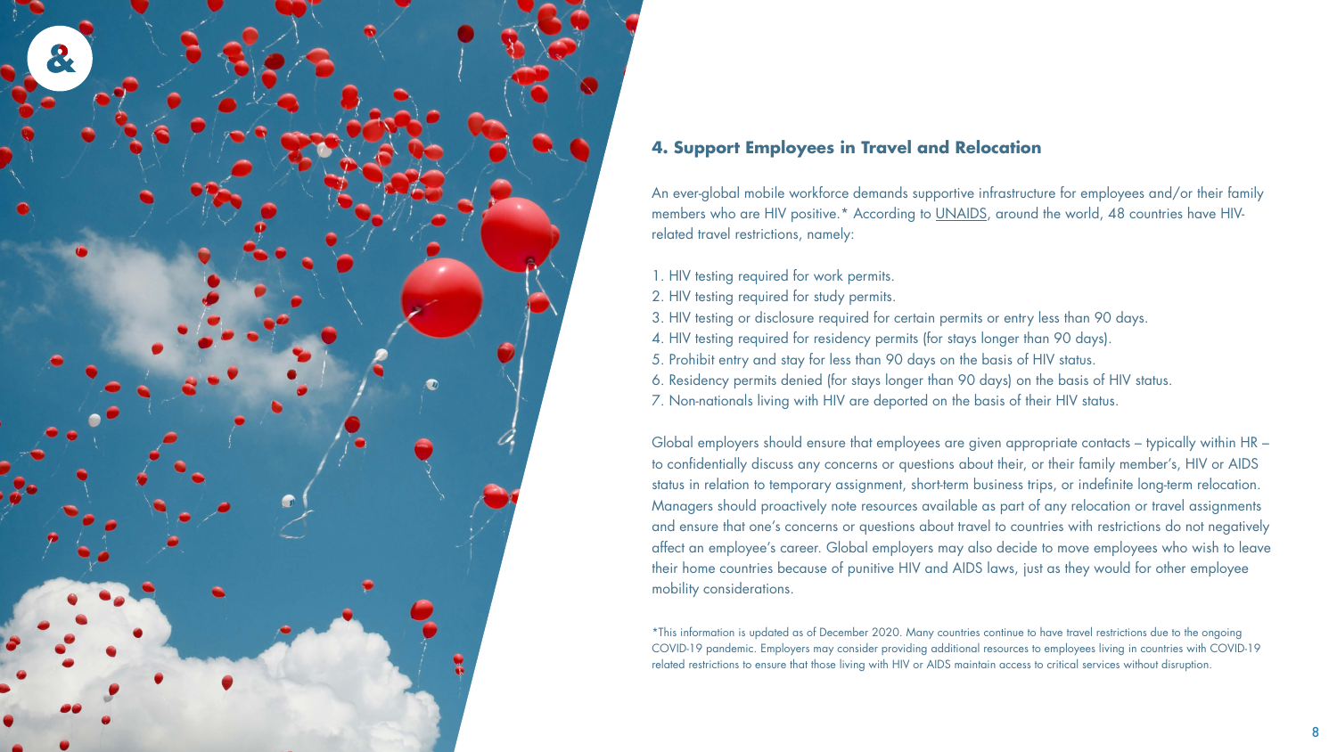## 4. Support Employees in Travel and Relocation

An ever-global mobile workforce demands supportive infrastructure for employees and/or their family members who are HIV positive.* According to UNAIDS, around the world, 48 countries have HIV-related travel restrictions, namely:

1. HIV testing required for work permits.
2. HIV testing required for study permits.
3. HIV testing or disclosure required for certain permits or entry less than 90 days.
4. HIV testing required for residency permits (for stays longer than 90 days).
5. Prohibit entry and stay for less than 90 days on the basis of HIV status.
6. Residency permits denied (for stays longer than 90 days) on the basis of HIV status.
7. Non-nationals living with HIV are deported on the basis of their HIV status.

Global employers should ensure that employees are given appropriate contacts – typically within HR – to confidentially discuss any concerns or questions about their, or their family member's, HIV or AIDS status in relation to temporary assignment, short-term business trips, or indefinite long-term relocation. Managers should proactively note resources available as part of any relocation or travel assignments and ensure that one's concerns or questions about travel to countries with restrictions do not negatively affect an employee's career. Global employers may also decide to move employees who wish to leave their home countries because of punitive HIV and AIDS laws, just as they would for other employee mobility considerations.

*This information is updated as of December 2020. Many countries continue to have travel restrictions due to the ongoing COVID-19 pandemic. Employers may consider providing additional resources to employees living in countries with COVID-19 related restrictions to ensure that those living with HIV or AIDS maintain access to critical services without disruption.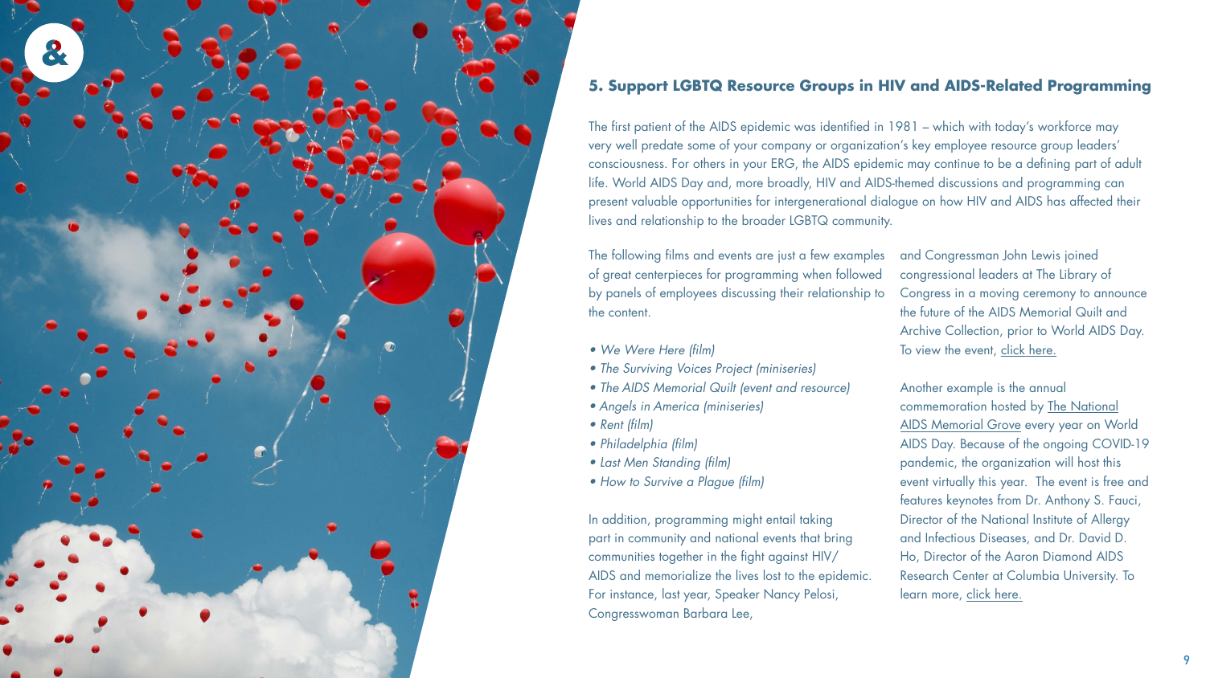### 5. Support LGBTQ Resource Groups in HIV and AIDS-Related Programming

The first patient of the AIDS epidemic was identified in 1981 – which with today's workforce may very well predate some of your company or organization's key employee resource group leaders' consciousness. For others in your ERG, the AIDS epidemic may continue to be a defining part of adult life. World AIDS Day and, more broadly, HIV and AIDS-themed discussions and programming can present valuable opportunities for intergenerational dialogue on how HIV and AIDS has affected their lives and relationship to the broader LGBTQ community.

The following films and events are just a few examples of great centerpieces for programming when followed by panels of employees discussing their relationship to the content.

- *We Were Here (film)*
- *The Surviving Voices Project (miniseries)*
- *The AIDS Memorial Quilt (event and resource)*
- *Angels in America (miniseries)*
- *Rent (film)*
- *Philadelphia (film)*
- *Last Men Standing (film)*
- *How to Survive a Plague (film)*

In addition, programming might entail taking part in community and national events that bring communities together in the fight against HIV/AIDS and memorialize the lives lost to the epidemic. For instance, last year, Speaker Nancy Pelosi, Congresswoman Barbara Lee, and Congressman John Lewis joined congressional leaders at The Library of Congress in a moving ceremony to announce the future of the AIDS Memorial Quilt and Archive Collection, prior to World AIDS Day. To view the event, click here.

Another example is the annual commemoration hosted by The National AIDS Memorial Grove every year on World AIDS Day. Because of the ongoing COVID-19 pandemic, the organization will host this event virtually this year. The event is free and features keynotes from Dr. Anthony S. Fauci, Director of the National Institute of Allergy and Infectious Diseases, and Dr. David D. Ho, Director of the Aaron Diamond AIDS Research Center at Columbia University. To learn more, click here.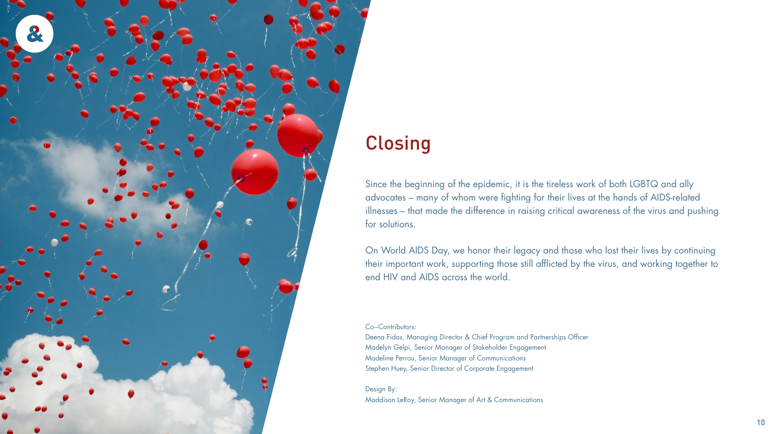## Closing

Since the beginning of the epidemic, it is the tireless work of both LGBTQ and ally advocates – many of whom were fighting for their lives at the hands of AIDS-related illnesses – that made the difference in raising critical awareness of the virus and pushing for solutions.

On World AIDS Day, we honor their legacy and those who lost their lives by continuing their important work, supporting those still afflicted by the virus, and working together to end HIV and AIDS across the world.

Co–Contributors:
Deena Fidas, Managing Director & Chief Program and Partnerships Officer
Madelyn Gelpi, Senior Manager of Stakeholder Engagement
Madeline Perrou, Senior Manager of Communications
Stephen Huey, Senior Director of Corporate Engagement

Design By:
Maddison LeRoy, Senior Manager of Art & Communications